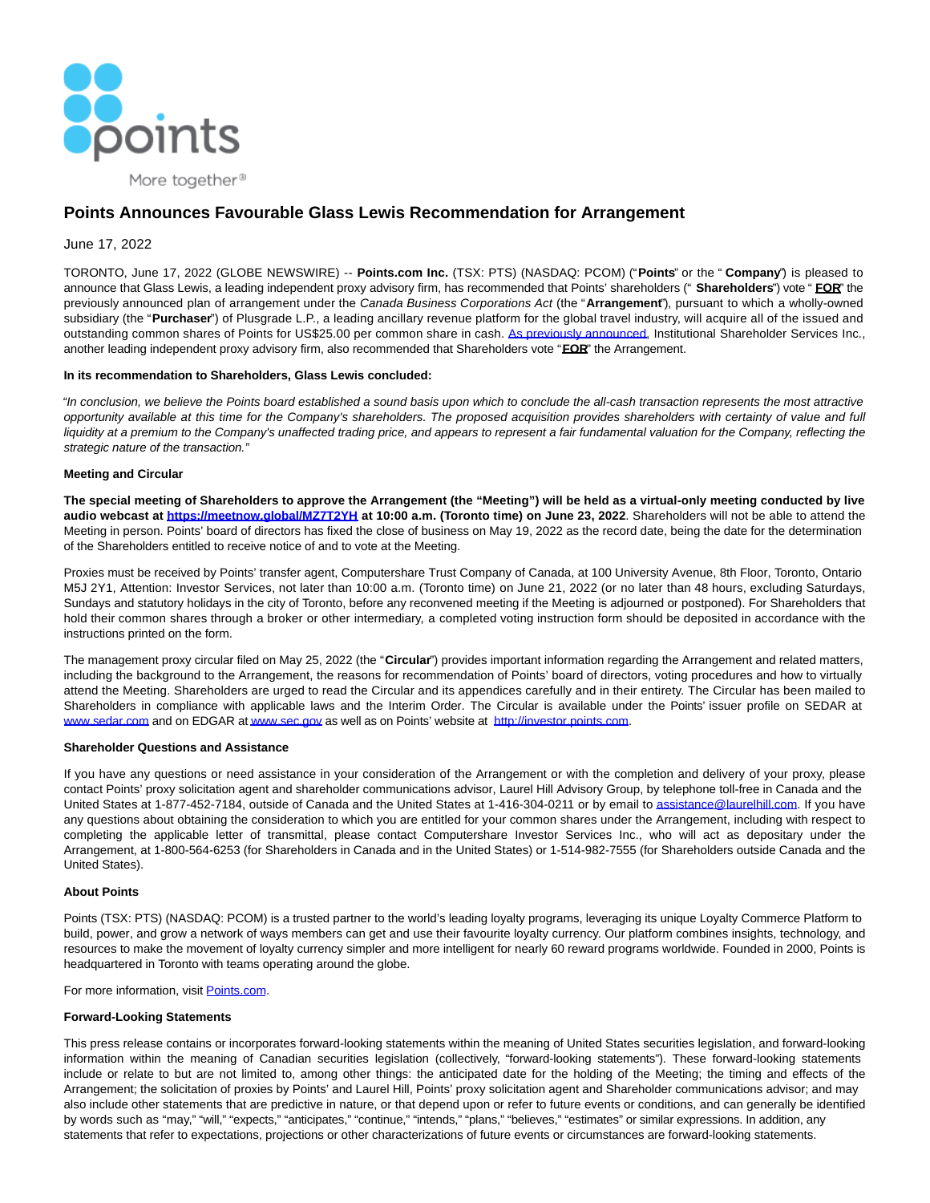# Points Announces Favourable Glass Lewis Recommendation for Arrangement

June 17, 2022

TORONTO, June 17, 2022 (GLOBE NEWSWIRE) -- **Points.com Inc.** (TSX: PTS) (NASDAQ: PCOM) ("**Points**" or the "**Company**") is pleased to announce that Glass Lewis, a leading independent proxy advisory firm, has recommended that Points' shareholders ("**Shareholders**") vote "**FOR**" the previously announced plan of arrangement under the *Canada Business Corporations Act* (the "**Arrangement**"), pursuant to which a wholly-owned subsidiary (the "**Purchaser**") of Plusgrade L.P., a leading ancillary revenue platform for the global travel industry, will acquire all of the issued and outstanding common shares of Points for US$25.00 per common share in cash. As previously announced, Institutional Shareholder Services Inc., another leading independent proxy advisory firm, also recommended that Shareholders vote "**FOR**" the Arrangement.

**In its recommendation to Shareholders, Glass Lewis concluded:**

*"In conclusion, we believe the Points board established a sound basis upon which to conclude the all-cash transaction represents the most attractive opportunity available at this time for the Company's shareholders. The proposed acquisition provides shareholders with certainty of value and full liquidity at a premium to the Company's unaffected trading price, and appears to represent a fair fundamental valuation for the Company, reflecting the strategic nature of the transaction."*

**Meeting and Circular**

**The special meeting of Shareholders to approve the Arrangement (the "Meeting") will be held as a virtual-only meeting conducted by live audio webcast at https://meetnow.global/MZ7T2YH at 10:00 a.m. (Toronto time) on June 23, 2022**. Shareholders will not be able to attend the Meeting in person. Points' board of directors has fixed the close of business on May 19, 2022 as the record date, being the date for the determination of the Shareholders entitled to receive notice of and to vote at the Meeting.

Proxies must be received by Points' transfer agent, Computershare Trust Company of Canada, at 100 University Avenue, 8th Floor, Toronto, Ontario M5J 2Y1, Attention: Investor Services, not later than 10:00 a.m. (Toronto time) on June 21, 2022 (or no later than 48 hours, excluding Saturdays, Sundays and statutory holidays in the city of Toronto, before any reconvened meeting if the Meeting is adjourned or postponed). For Shareholders that hold their common shares through a broker or other intermediary, a completed voting instruction form should be deposited in accordance with the instructions printed on the form.

The management proxy circular filed on May 25, 2022 (the "**Circular**") provides important information regarding the Arrangement and related matters, including the background to the Arrangement, the reasons for recommendation of Points' board of directors, voting procedures and how to virtually attend the Meeting. Shareholders are urged to read the Circular and its appendices carefully and in their entirety. The Circular has been mailed to Shareholders in compliance with applicable laws and the Interim Order. The Circular is available under the Points' issuer profile on SEDAR at www.sedar.com and on EDGAR at www.sec.gov as well as on Points' website at http://investor.points.com.

**Shareholder Questions and Assistance**

If you have any questions or need assistance in your consideration of the Arrangement or with the completion and delivery of your proxy, please contact Points' proxy solicitation agent and shareholder communications advisor, Laurel Hill Advisory Group, by telephone toll-free in Canada and the United States at 1-877-452-7184, outside of Canada and the United States at 1-416-304-0211 or by email to assistance@laurelhill.com. If you have any questions about obtaining the consideration to which you are entitled for your common shares under the Arrangement, including with respect to completing the applicable letter of transmittal, please contact Computershare Investor Services Inc., who will act as depositary under the Arrangement, at 1-800-564-6253 (for Shareholders in Canada and in the United States) or 1-514-982-7555 (for Shareholders outside Canada and the United States).

**About Points**

Points (TSX: PTS) (NASDAQ: PCOM) is a trusted partner to the world's leading loyalty programs, leveraging its unique Loyalty Commerce Platform to build, power, and grow a network of ways members can get and use their favourite loyalty currency. Our platform combines insights, technology, and resources to make the movement of loyalty currency simpler and more intelligent for nearly 60 reward programs worldwide. Founded in 2000, Points is headquartered in Toronto with teams operating around the globe.

For more information, visit Points.com.

**Forward-Looking Statements**

This press release contains or incorporates forward-looking statements within the meaning of United States securities legislation, and forward-looking information within the meaning of Canadian securities legislation (collectively, "forward-looking statements"). These forward-looking statements include or relate to but are not limited to, among other things: the anticipated date for the holding of the Meeting; the timing and effects of the Arrangement; the solicitation of proxies by Points' and Laurel Hill, Points' proxy solicitation agent and Shareholder communications advisor; and may also include other statements that are predictive in nature, or that depend upon or refer to future events or conditions, and can generally be identified by words such as "may," "will," "expects," "anticipates," "continue," "intends," "plans," "believes," "estimates" or similar expressions. In addition, any statements that refer to expectations, projections or other characterizations of future events or circumstances are forward-looking statements.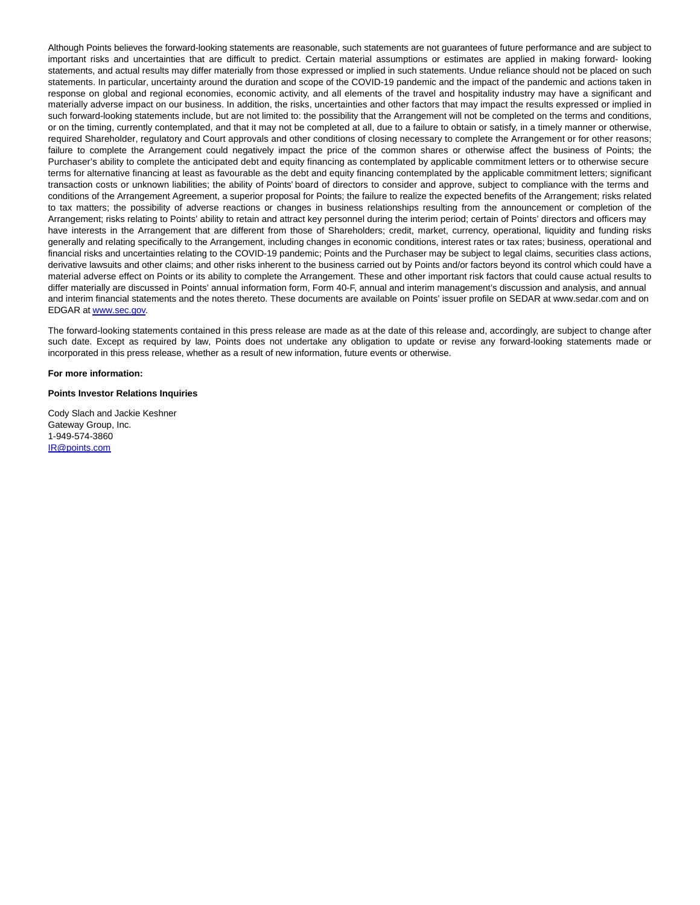Although Points believes the forward-looking statements are reasonable, such statements are not guarantees of future performance and are subject to important risks and uncertainties that are difficult to predict. Certain material assumptions or estimates are applied in making forward- looking statements, and actual results may differ materially from those expressed or implied in such statements. Undue reliance should not be placed on such statements. In particular, uncertainty around the duration and scope of the COVID-19 pandemic and the impact of the pandemic and actions taken in response on global and regional economies, economic activity, and all elements of the travel and hospitality industry may have a significant and materially adverse impact on our business. In addition, the risks, uncertainties and other factors that may impact the results expressed or implied in such forward-looking statements include, but are not limited to: the possibility that the Arrangement will not be completed on the terms and conditions, or on the timing, currently contemplated, and that it may not be completed at all, due to a failure to obtain or satisfy, in a timely manner or otherwise, required Shareholder, regulatory and Court approvals and other conditions of closing necessary to complete the Arrangement or for other reasons; failure to complete the Arrangement could negatively impact the price of the common shares or otherwise affect the business of Points; the Purchaser's ability to complete the anticipated debt and equity financing as contemplated by applicable commitment letters or to otherwise secure terms for alternative financing at least as favourable as the debt and equity financing contemplated by the applicable commitment letters; significant transaction costs or unknown liabilities; the ability of Points' board of directors to consider and approve, subject to compliance with the terms and conditions of the Arrangement Agreement, a superior proposal for Points; the failure to realize the expected benefits of the Arrangement; risks related to tax matters; the possibility of adverse reactions or changes in business relationships resulting from the announcement or completion of the Arrangement; risks relating to Points' ability to retain and attract key personnel during the interim period; certain of Points' directors and officers may have interests in the Arrangement that are different from those of Shareholders; credit, market, currency, operational, liquidity and funding risks generally and relating specifically to the Arrangement, including changes in economic conditions, interest rates or tax rates; business, operational and financial risks and uncertainties relating to the COVID-19 pandemic; Points and the Purchaser may be subject to legal claims, securities class actions, derivative lawsuits and other claims; and other risks inherent to the business carried out by Points and/or factors beyond its control which could have a material adverse effect on Points or its ability to complete the Arrangement. These and other important risk factors that could cause actual results to differ materially are discussed in Points' annual information form, Form 40-F, annual and interim management's discussion and analysis, and annual and interim financial statements and the notes thereto. These documents are available on Points' issuer profile on SEDAR at www.sedar.com and on EDGAR at www.sec.gov.

The forward-looking statements contained in this press release are made as at the date of this release and, accordingly, are subject to change after such date. Except as required by law, Points does not undertake any obligation to update or revise any forward-looking statements made or incorporated in this press release, whether as a result of new information, future events or otherwise.

**For more information:**

**Points Investor Relations Inquiries**

Cody Slach and Jackie Keshner
Gateway Group, Inc.
1-949-574-3860
IR@points.com